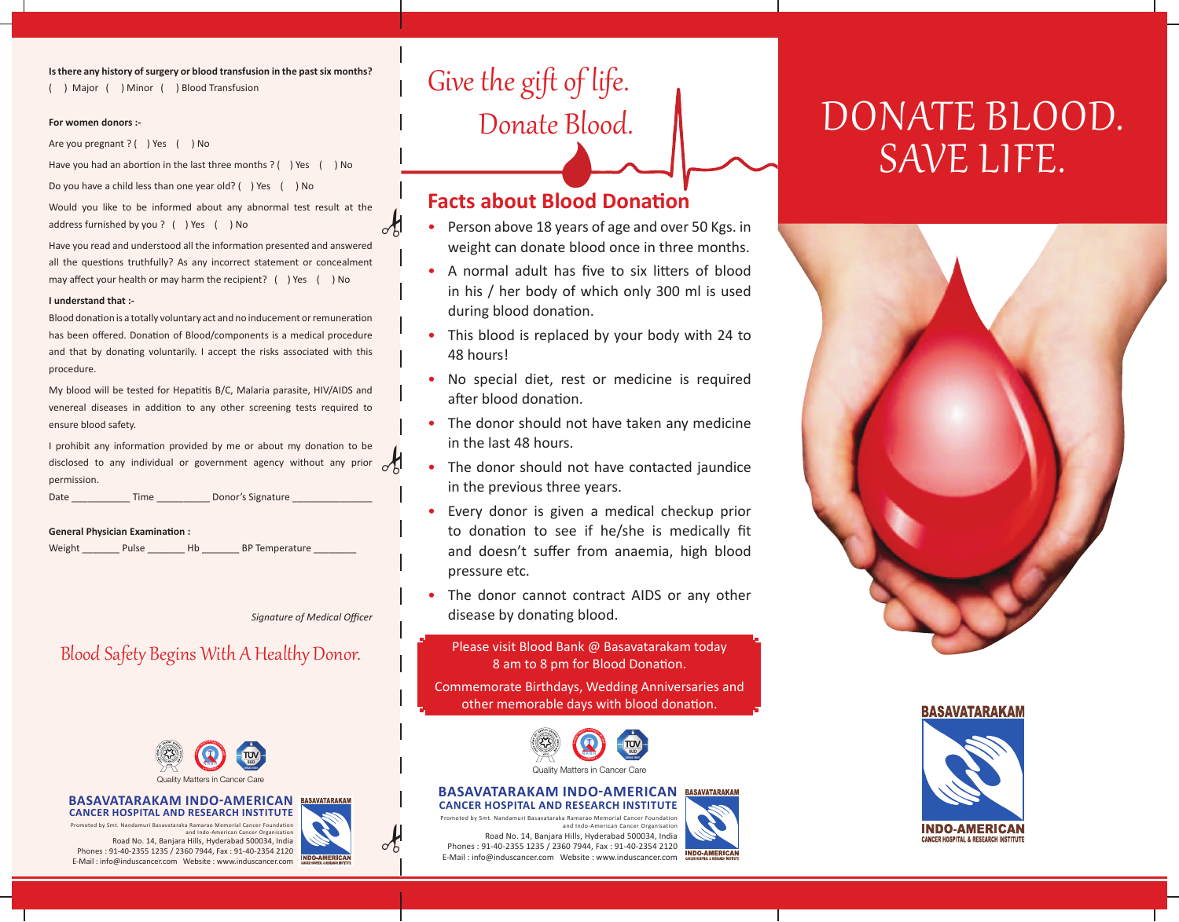**Is there any history of surgery or blood transfusion in the past six months?**
( ) Major ( ) Minor ( ) Blood Transfusion

**For women donors :-**

Are you pregnant ? ( ) Yes ( ) No

Have you had an abortion in the last three months ? ( ) Yes ( ) No

Do you have a child less than one year old? ( ) Yes ( ) No

Would you like to be informed about any abnormal test result at the address furnished by you ? ( ) Yes ( ) No

Have you read and understood all the information presented and answered all the questions truthfully? As any incorrect statement or concealment may affect your health or may harm the recipient? ( ) Yes ( ) No

**I understand that :-**

Blood donation is a totally voluntary act and no inducement or remuneration has been offered. Donation of Blood/components is a medical procedure and that by donating voluntarily. I accept the risks associated with this procedure.

My blood will be tested for Hepatitis B/C, Malaria parasite, HIV/AIDS and venereal diseases in addition to any other screening tests required to ensure blood safety.

I prohibit any information provided by me or about my donation to be disclosed to any individual or government agency without any prior permission.

Date ___________ Time __________ Donor's Signature _______________

**General Physician Examination :**

Weight _______ Pulse _______ Hb _______ BP Temperature ________

*Signature of Medical Officer*

Blood Safety Begins With A Healthy Donor.

Quality Matters in Cancer Care

**BASAVATARAKAM INDO-AMERICAN**
**CANCER HOSPITAL AND RESEARCH INSTITUTE**
Promoted by Smt. Nandamuri Basavataraka Ramarao Memorial Cancer Foundation and Indo-American Cancer Organisation
Road No. 14, Banjara Hills, Hyderabad 500034, India
Phones : 91-40-2355 1235 / 2360 7944, Fax : 91-40-2354 2120
E-Mail : info@induscancer.com Website : www.induscancer.com

Give the gift of life.
Donate Blood.

## Facts about Blood Donation

- Person above 18 years of age and over 50 Kgs. in weight can donate blood once in three months.
- A normal adult has five to six litters of blood in his / her body of which only 300 ml is used during blood donation.
- This blood is replaced by your body with 24 to 48 hours!
- No special diet, rest or medicine is required after blood donation.
- The donor should not have taken any medicine in the last 48 hours.
- The donor should not have contacted jaundice in the previous three years.
- Every donor is given a medical checkup prior to donation to see if he/she is medically fit and doesn't suffer from anaemia, high blood pressure etc.
- The donor cannot contract AIDS or any other disease by donating blood.

Please visit Blood Bank @ Basavatarakam today
8 am to 8 pm for Blood Donation.

Commemorate Birthdays, Wedding Anniversaries and other memorable days with blood donation.

Quality Matters in Cancer Care

**BASAVATARAKAM INDO-AMERICAN**
**CANCER HOSPITAL AND RESEARCH INSTITUTE**
Promoted by Smt. Nandamuri Basavataraka Ramarao Memorial Cancer Foundation and Indo-American Cancer Organisation
Road No. 14, Banjara Hills, Hyderabad 500034, India
Phones : 91-40-2355 1235 / 2360 7944, Fax : 91-40-2354 2120
E-Mail : info@induscancer.com Website : www.induscancer.com

# DONATE BLOOD.
# SAVE LIFE.

BASAVATARAKAM
INDO-AMERICAN
CANCER HOSPITAL & RESEARCH INSTITUTE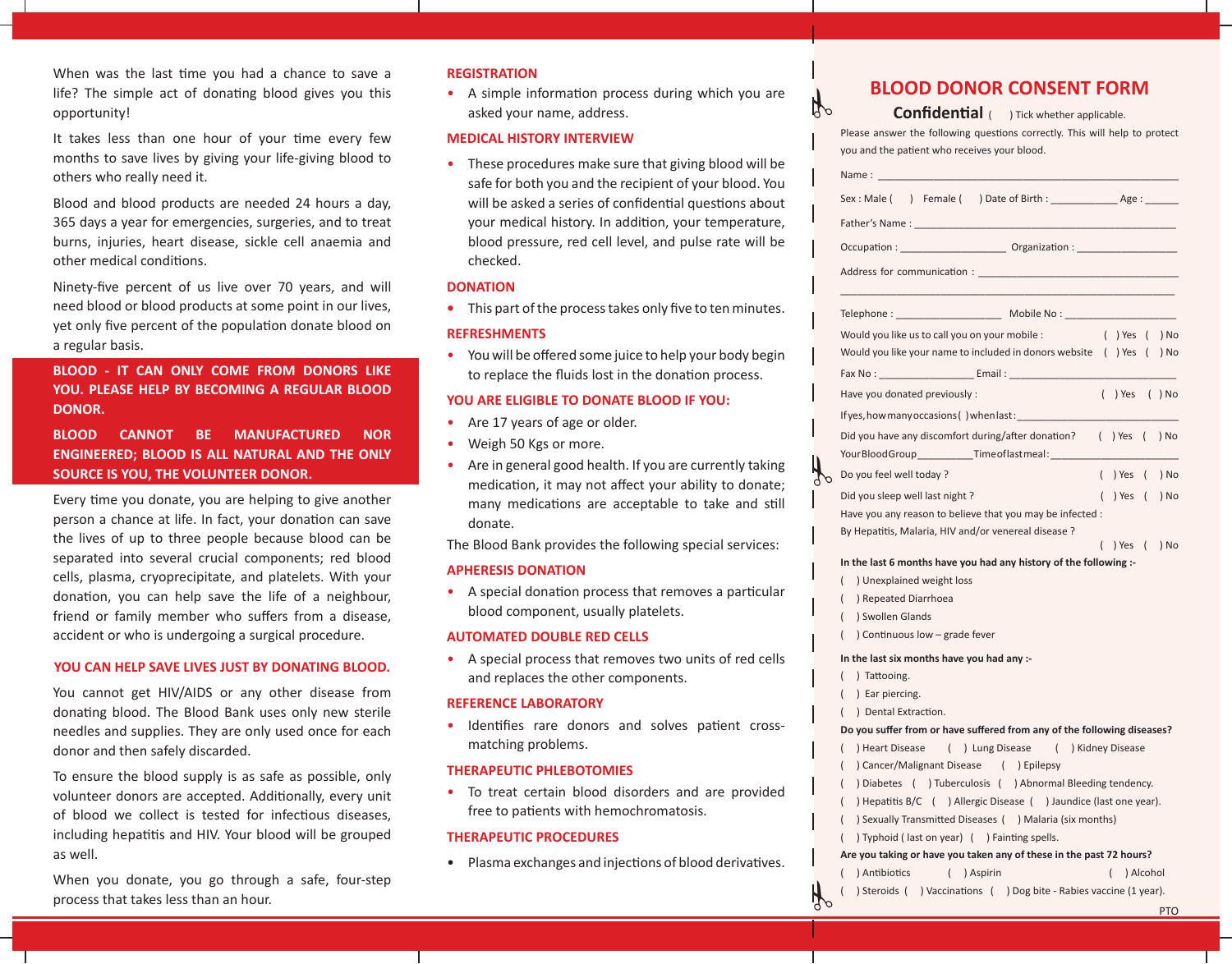When was the last time you had a chance to save a life? The simple act of donating blood gives you this opportunity!

It takes less than one hour of your time every few months to save lives by giving your life-giving blood to others who really need it.

Blood and blood products are needed 24 hours a day, 365 days a year for emergencies, surgeries, and to treat burns, injuries, heart disease, sickle cell anaemia and other medical conditions.

Ninety-five percent of us live over 70 years, and will need blood or blood products at some point in our lives, yet only five percent of the population donate blood on a regular basis.

**BLOOD - IT CAN ONLY COME FROM DONORS LIKE YOU. PLEASE HELP BY BECOMING A REGULAR BLOOD DONOR.**

**BLOOD CANNOT BE MANUFACTURED NOR ENGINEERED; BLOOD IS ALL NATURAL AND THE ONLY SOURCE IS YOU, THE VOLUNTEER DONOR.**

Every time you donate, you are helping to give another person a chance at life. In fact, your donation can save the lives of up to three people because blood can be separated into several crucial components; red blood cells, plasma, cryoprecipitate, and platelets. With your donation, you can help save the life of a neighbour, friend or family member who suffers from a disease, accident or who is undergoing a surgical procedure.

**YOU CAN HELP SAVE LIVES JUST BY DONATING BLOOD.**

You cannot get HIV/AIDS or any other disease from donating blood. The Blood Bank uses only new sterile needles and supplies. They are only used once for each donor and then safely discarded.

To ensure the blood supply is as safe as possible, only volunteer donors are accepted. Additionally, every unit of blood we collect is tested for infectious diseases, including hepatitis and HIV. Your blood will be grouped as well.

When you donate, you go through a safe, four-step process that takes less than an hour.

## REGISTRATION

- A simple information process during which you are asked your name, address.

## MEDICAL HISTORY INTERVIEW

- These procedures make sure that giving blood will be safe for both you and the recipient of your blood. You will be asked a series of confidential questions about your medical history. In addition, your temperature, blood pressure, red cell level, and pulse rate will be checked.

## DONATION

- This part of the process takes only five to ten minutes.

## REFRESHMENTS

- You will be offered some juice to help your body begin to replace the fluids lost in the donation process.

## YOU ARE ELIGIBLE TO DONATE BLOOD IF YOU:

- Are 17 years of age or older.
- Weigh 50 Kgs or more.
- Are in general good health. If you are currently taking medication, it may not affect your ability to donate; many medications are acceptable to take and still donate.

The Blood Bank provides the following special services:

## APHERESIS DONATION

- A special donation process that removes a particular blood component, usually platelets.

## AUTOMATED DOUBLE RED CELLS

- A special process that removes two units of red cells and replaces the other components.

## REFERENCE LABORATORY

- Identifies rare donors and solves patient cross-matching problems.

## THERAPEUTIC PHLEBOTOMIES

- To treat certain blood disorders and are provided free to patients with hemochromatosis.

## THERAPEUTIC PROCEDURES

- Plasma exchanges and injections of blood derivatives.

# BLOOD DONOR CONSENT FORM

**Confidential** ( ) Tick whether applicable.

Please answer the following questions correctly. This will help to protect you and the patient who receives your blood.

Name : ______________________________________________

Sex : Male ( ) Female ( ) Date of Birth : ___________ Age : ______

Father's Name : ______________________________________

Occupation : __________________ Organization : _________________

Address for communication : ______________________________

_____________________________________________________

Telephone : __________________ Mobile No : ___________________

Would you like us to call you on your mobile : ( ) Yes ( ) No

Would you like your name to included in donors website ( ) Yes ( ) No

Fax No : ________________ Email : ____________________________

Have you donated previously : ( ) Yes ( ) No

If yes, how many occasions ( ) when last : ______________________

Did you have any discomfort during/after donation? ( ) Yes ( ) No

Your Blood Group __________ Time of last meal : ____________________

Do you feel well today ? ( ) Yes ( ) No

Did you sleep well last night ? ( ) Yes ( ) No

Have you any reason to believe that you may be infected :

By Hepatitis, Malaria, HIV and/or venereal disease ? ( ) Yes ( ) No

**In the last 6 months have you had any history of the following :-**

( ) Unexplained weight loss

( ) Repeated Diarrhoea

( ) Swollen Glands

( ) Continuous low – grade fever

**In the last six months have you had any :-**

( ) Tattooing.

( ) Ear piercing.

( ) Dental Extraction.

**Do you suffer from or have suffered from any of the following diseases?**

( ) Heart Disease ( ) Lung Disease ( ) Kidney Disease

( ) Cancer/Malignant Disease ( ) Epilepsy

( ) Diabetes ( ) Tuberculosis ( ) Abnormal Bleeding tendency.

( ) Hepatitis B/C ( ) Allergic Disease ( ) Jaundice (last one year).

( ) Sexually Transmitted Diseases ( ) Malaria (six months)

( ) Typhoid ( last on year) ( ) Fainting spells.

**Are you taking or have you taken any of these in the past 72 hours?**

( ) Antibiotics ( ) Aspirin ( ) Alcohol

( ) Steroids ( ) Vaccinations ( ) Dog bite - Rabies vaccine (1 year).

PTO